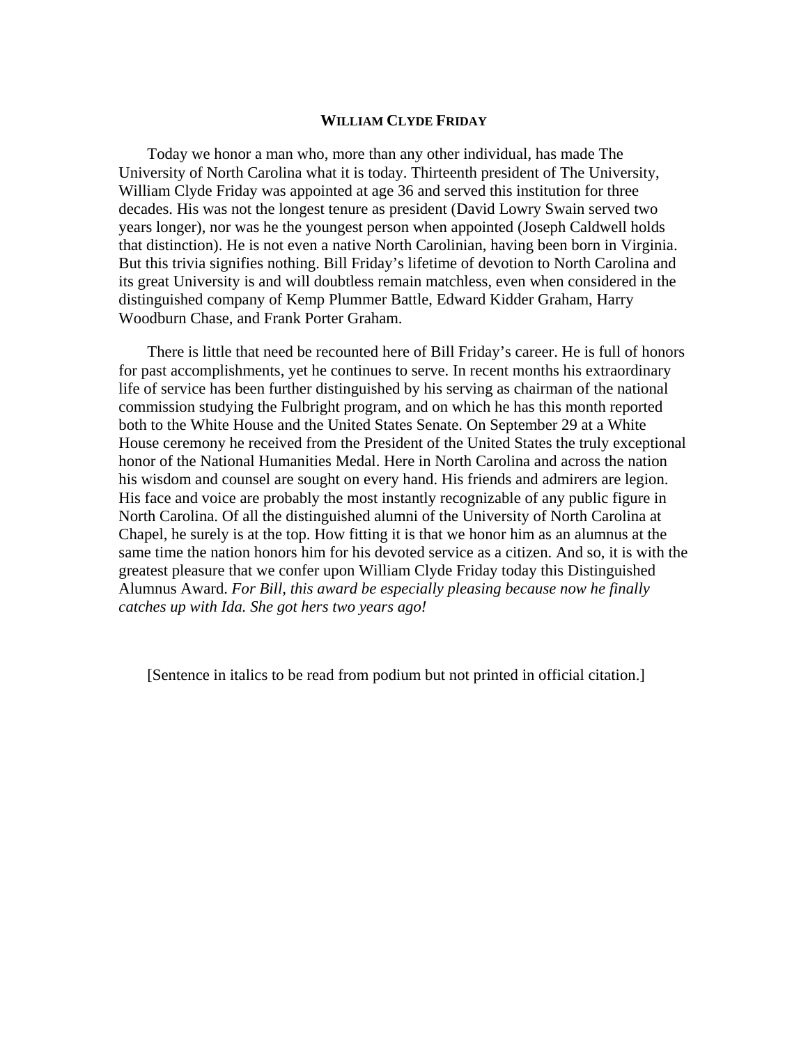**WILLIAM CLYDE FRIDAY**

Today we honor a man who, more than any other individual, has made The University of North Carolina what it is today. Thirteenth president of The University, William Clyde Friday was appointed at age 36 and served this institution for three decades. His was not the longest tenure as president (David Lowry Swain served two years longer), nor was he the youngest person when appointed (Joseph Caldwell holds that distinction). He is not even a native North Carolinian, having been born in Virginia. But this trivia signifies nothing. Bill Friday's lifetime of devotion to North Carolina and its great University is and will doubtless remain matchless, even when considered in the distinguished company of Kemp Plummer Battle, Edward Kidder Graham, Harry Woodburn Chase, and Frank Porter Graham.

There is little that need be recounted here of Bill Friday's career. He is full of honors for past accomplishments, yet he continues to serve. In recent months his extraordinary life of service has been further distinguished by his serving as chairman of the national commission studying the Fulbright program, and on which he has this month reported both to the White House and the United States Senate. On September 29 at a White House ceremony he received from the President of the United States the truly exceptional honor of the National Humanities Medal. Here in North Carolina and across the nation his wisdom and counsel are sought on every hand. His friends and admirers are legion. His face and voice are probably the most instantly recognizable of any public figure in North Carolina. Of all the distinguished alumni of the University of North Carolina at Chapel, he surely is at the top. How fitting it is that we honor him as an alumnus at the same time the nation honors him for his devoted service as a citizen. And so, it is with the greatest pleasure that we confer upon William Clyde Friday today this Distinguished Alumnus Award. *For Bill, this award be especially pleasing because now he finally catches up with Ida. She got hers two years ago!*

[Sentence in italics to be read from podium but not printed in official citation.]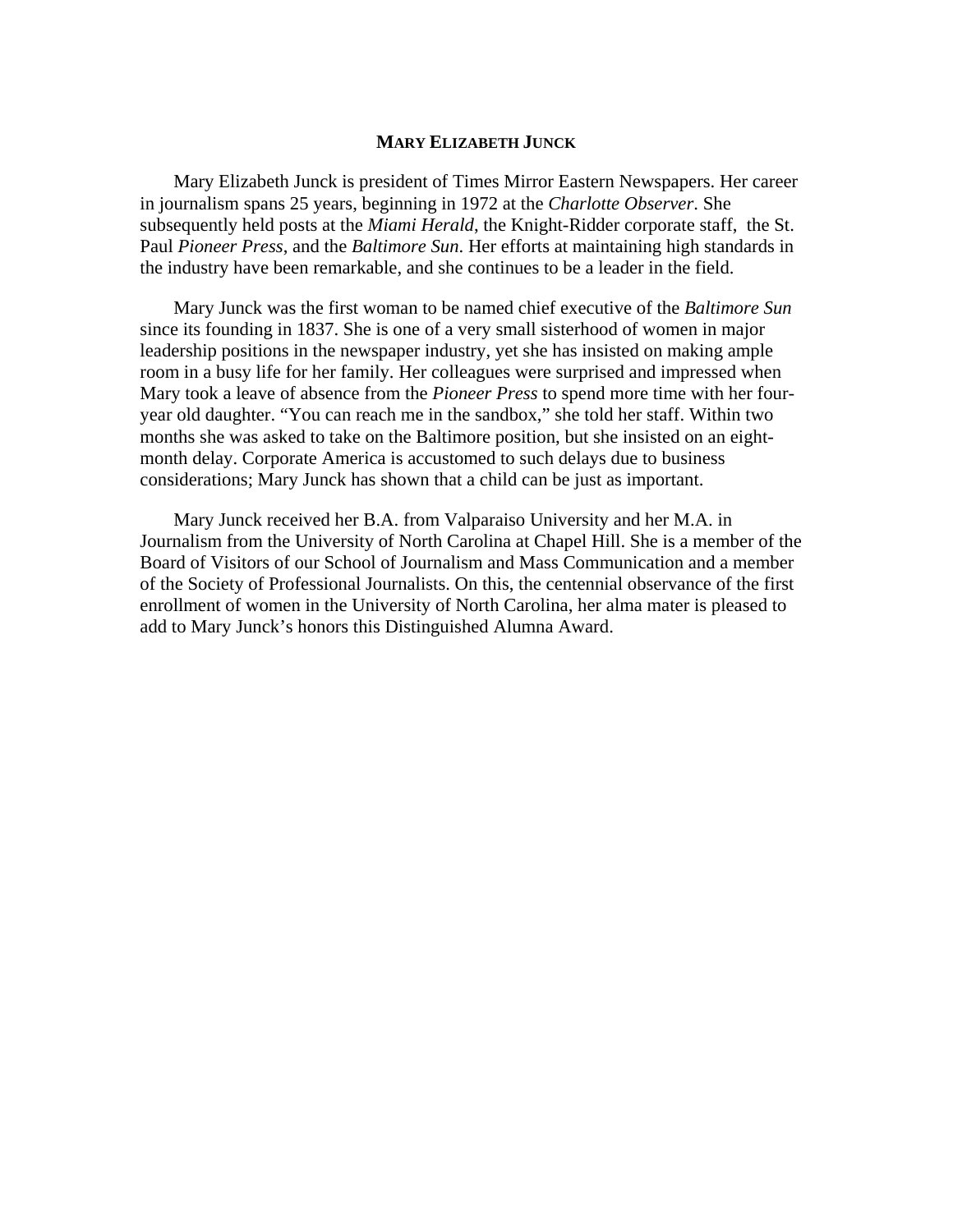## Mary Elizabeth Junck

Mary Elizabeth Junck is president of Times Mirror Eastern Newspapers. Her career in journalism spans 25 years, beginning in 1972 at the *Charlotte Observer*. She subsequently held posts at the *Miami Herald*, the Knight-Ridder corporate staff, the St. Paul *Pioneer Press*, and the *Baltimore Sun*. Her efforts at maintaining high standards in the industry have been remarkable, and she continues to be a leader in the field.

Mary Junck was the first woman to be named chief executive of the *Baltimore Sun* since its founding in 1837. She is one of a very small sisterhood of women in major leadership positions in the newspaper industry, yet she has insisted on making ample room in a busy life for her family. Her colleagues were surprised and impressed when Mary took a leave of absence from the *Pioneer Press* to spend more time with her four-year old daughter. "You can reach me in the sandbox," she told her staff. Within two months she was asked to take on the Baltimore position, but she insisted on an eight-month delay. Corporate America is accustomed to such delays due to business considerations; Mary Junck has shown that a child can be just as important.

Mary Junck received her B.A. from Valparaiso University and her M.A. in Journalism from the University of North Carolina at Chapel Hill. She is a member of the Board of Visitors of our School of Journalism and Mass Communication and a member of the Society of Professional Journalists. On this, the centennial observance of the first enrollment of women in the University of North Carolina, her alma mater is pleased to add to Mary Junck's honors this Distinguished Alumna Award.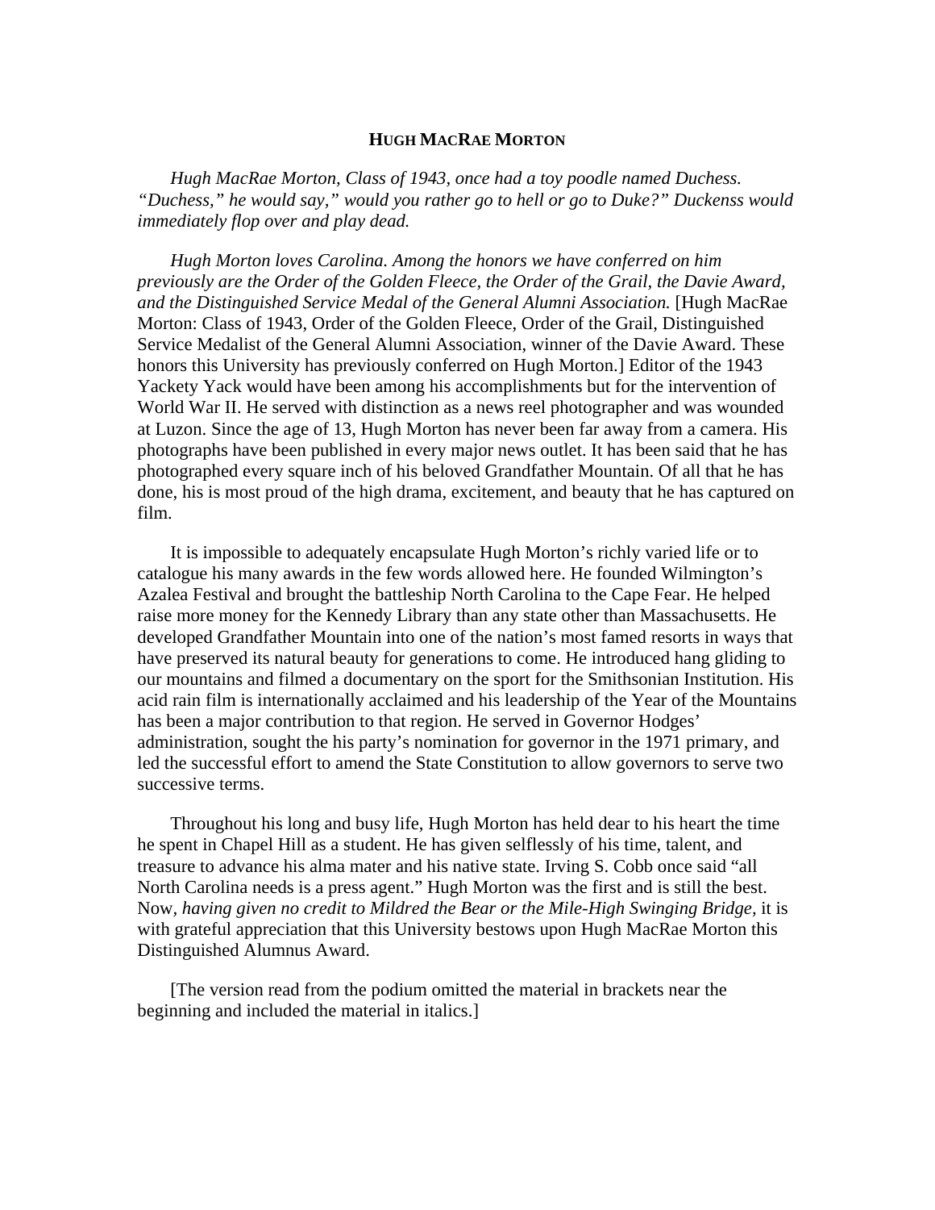## HUGH MACRAE MORTON

*Hugh MacRae Morton, Class of 1943, once had a toy poodle named Duchess. "Duchess," he would say," would you rather go to hell or go to Duke?" Duckenss would immediately flop over and play dead.*

*Hugh Morton loves Carolina. Among the honors we have conferred on him previously are the Order of the Golden Fleece, the Order of the Grail, the Davie Award, and the Distinguished Service Medal of the General Alumni Association.* [Hugh MacRae Morton: Class of 1943, Order of the Golden Fleece, Order of the Grail, Distinguished Service Medalist of the General Alumni Association, winner of the Davie Award. These honors this University has previously conferred on Hugh Morton.] Editor of the 1943 Yackety Yack would have been among his accomplishments but for the intervention of World War II. He served with distinction as a news reel photographer and was wounded at Luzon. Since the age of 13, Hugh Morton has never been far away from a camera. His photographs have been published in every major news outlet. It has been said that he has photographed every square inch of his beloved Grandfather Mountain. Of all that he has done, his is most proud of the high drama, excitement, and beauty that he has captured on film.

It is impossible to adequately encapsulate Hugh Morton's richly varied life or to catalogue his many awards in the few words allowed here. He founded Wilmington's Azalea Festival and brought the battleship North Carolina to the Cape Fear. He helped raise more money for the Kennedy Library than any state other than Massachusetts. He developed Grandfather Mountain into one of the nation's most famed resorts in ways that have preserved its natural beauty for generations to come. He introduced hang gliding to our mountains and filmed a documentary on the sport for the Smithsonian Institution. His acid rain film is internationally acclaimed and his leadership of the Year of the Mountains has been a major contribution to that region. He served in Governor Hodges' administration, sought the his party's nomination for governor in the 1971 primary, and led the successful effort to amend the State Constitution to allow governors to serve two successive terms.

Throughout his long and busy life, Hugh Morton has held dear to his heart the time he spent in Chapel Hill as a student. He has given selflessly of his time, talent, and treasure to advance his alma mater and his native state. Irving S. Cobb once said "all North Carolina needs is a press agent." Hugh Morton was the first and is still the best. Now*, having given no credit to Mildred the Bear or the Mile-High Swinging Bridge,* it is with grateful appreciation that this University bestows upon Hugh MacRae Morton this Distinguished Alumnus Award.

[The version read from the podium omitted the material in brackets near the beginning and included the material in italics.]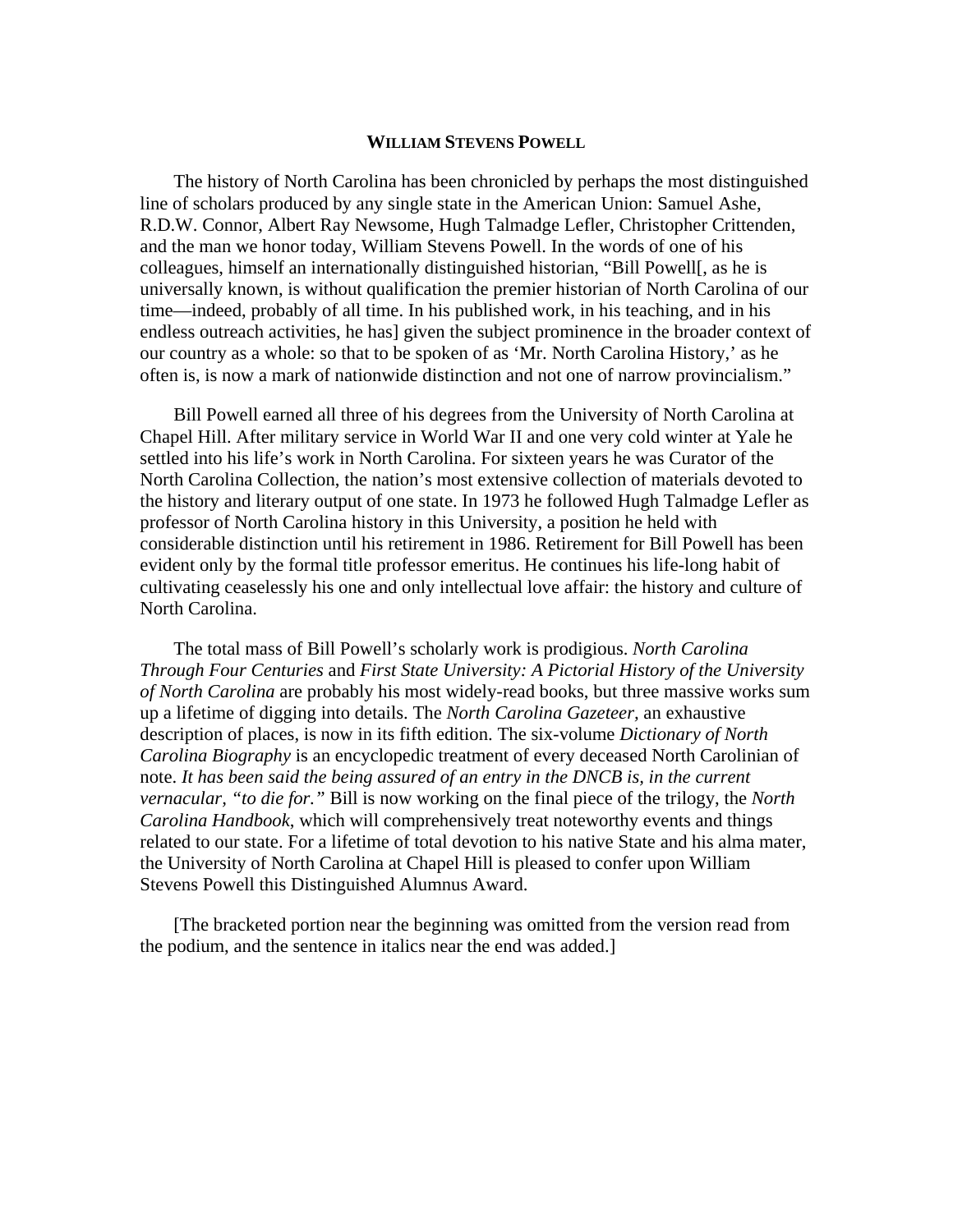## WILLIAM STEVENS POWELL

The history of North Carolina has been chronicled by perhaps the most distinguished line of scholars produced by any single state in the American Union: Samuel Ashe, R.D.W. Connor, Albert Ray Newsome, Hugh Talmadge Lefler, Christopher Crittenden, and the man we honor today, William Stevens Powell. In the words of one of his colleagues, himself an internationally distinguished historian, "Bill Powell[, as he is universally known, is without qualification the premier historian of North Carolina of our time—indeed, probably of all time. In his published work, in his teaching, and in his endless outreach activities, he has] given the subject prominence in the broader context of our country as a whole: so that to be spoken of as 'Mr. North Carolina History,' as he often is, is now a mark of nationwide distinction and not one of narrow provincialism."

Bill Powell earned all three of his degrees from the University of North Carolina at Chapel Hill. After military service in World War II and one very cold winter at Yale he settled into his life's work in North Carolina. For sixteen years he was Curator of the North Carolina Collection, the nation's most extensive collection of materials devoted to the history and literary output of one state. In 1973 he followed Hugh Talmadge Lefler as professor of North Carolina history in this University, a position he held with considerable distinction until his retirement in 1986. Retirement for Bill Powell has been evident only by the formal title professor emeritus. He continues his life-long habit of cultivating ceaselessly his one and only intellectual love affair: the history and culture of North Carolina.

The total mass of Bill Powell's scholarly work is prodigious. *North Carolina Through Four Centuries* and *First State University: A Pictorial History of the University of North Carolina* are probably his most widely-read books, but three massive works sum up a lifetime of digging into details. The *North Carolina Gazeteer,* an exhaustive description of places, is now in its fifth edition. The six-volume *Dictionary of North Carolina Biography* is an encyclopedic treatment of every deceased North Carolinian of note. *It has been said the being assured of an entry in the DNCB is, in the current vernacular, "to die for."* Bill is now working on the final piece of the trilogy, the *North Carolina Handbook*, which will comprehensively treat noteworthy events and things related to our state. For a lifetime of total devotion to his native State and his alma mater, the University of North Carolina at Chapel Hill is pleased to confer upon William Stevens Powell this Distinguished Alumnus Award.

[The bracketed portion near the beginning was omitted from the version read from the podium, and the sentence in italics near the end was added.]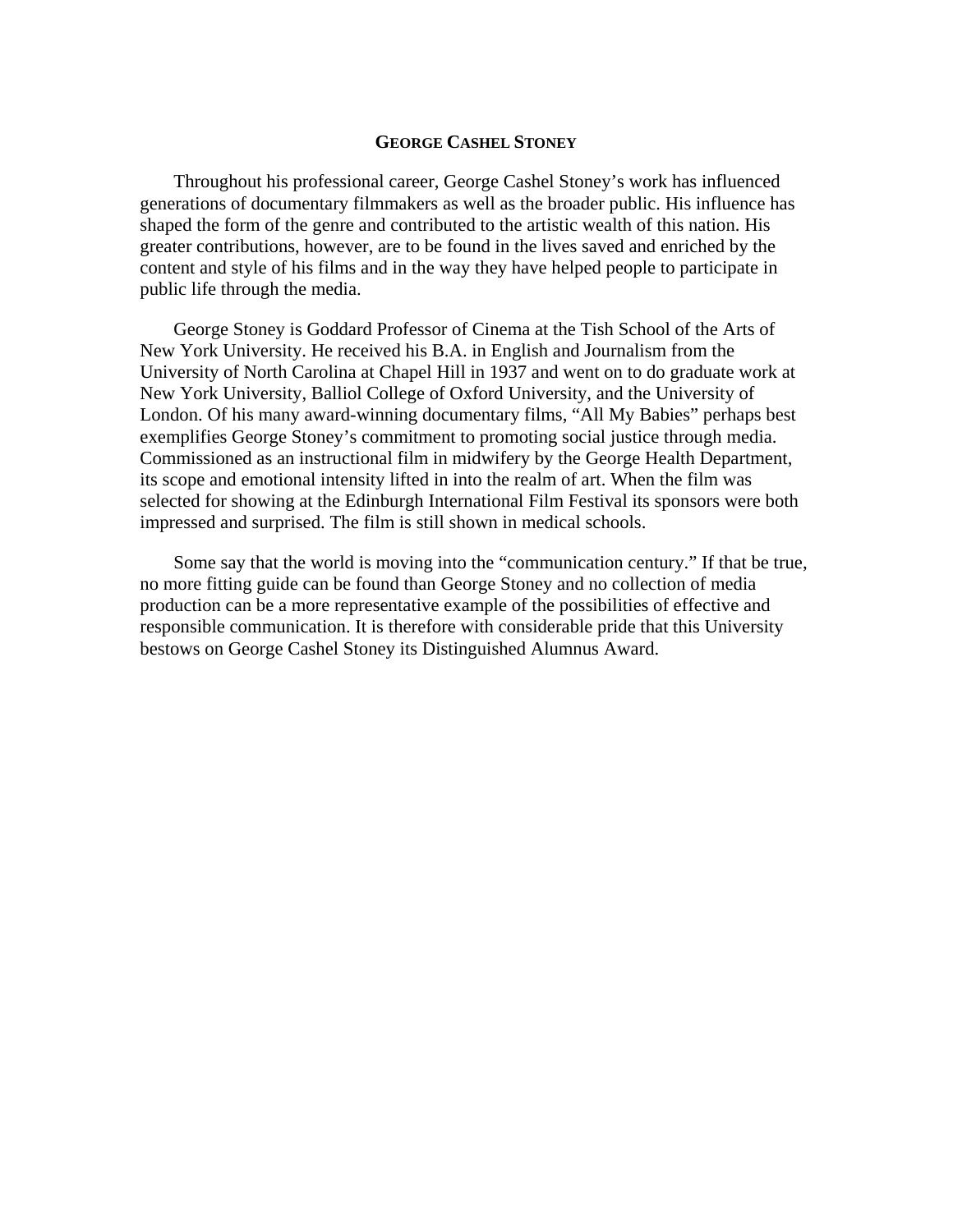**GEORGE CASHEL STONEY**

Throughout his professional career, George Cashel Stoney's work has influenced generations of documentary filmmakers as well as the broader public. His influence has shaped the form of the genre and contributed to the artistic wealth of this nation. His greater contributions, however, are to be found in the lives saved and enriched by the content and style of his films and in the way they have helped people to participate in public life through the media.

George Stoney is Goddard Professor of Cinema at the Tish School of the Arts of New York University. He received his B.A. in English and Journalism from the University of North Carolina at Chapel Hill in 1937 and went on to do graduate work at New York University, Balliol College of Oxford University, and the University of London. Of his many award-winning documentary films, "All My Babies" perhaps best exemplifies George Stoney's commitment to promoting social justice through media. Commissioned as an instructional film in midwifery by the George Health Department, its scope and emotional intensity lifted in into the realm of art. When the film was selected for showing at the Edinburgh International Film Festival its sponsors were both impressed and surprised. The film is still shown in medical schools.

Some say that the world is moving into the "communication century." If that be true, no more fitting guide can be found than George Stoney and no collection of media production can be a more representative example of the possibilities of effective and responsible communication. It is therefore with considerable pride that this University bestows on George Cashel Stoney its Distinguished Alumnus Award.